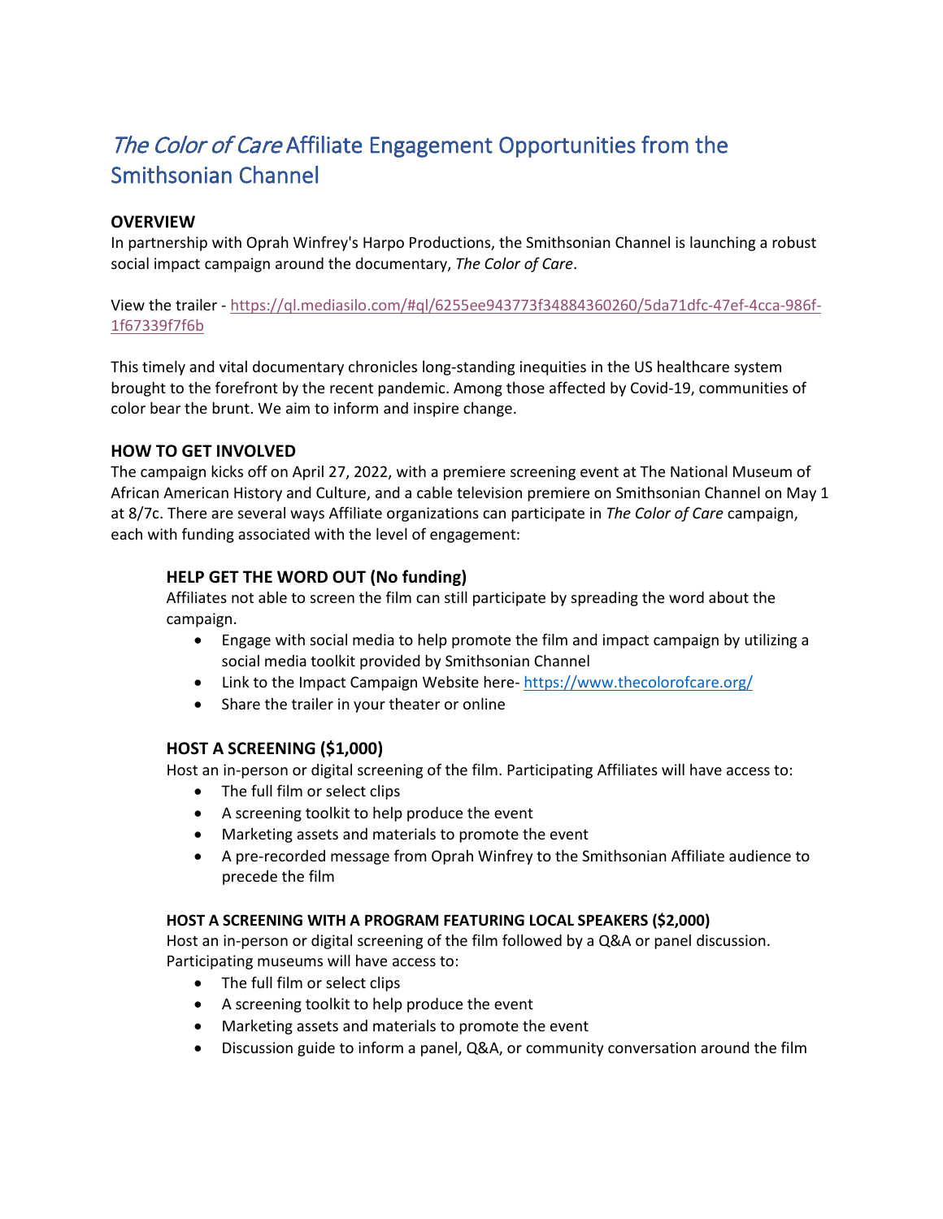# *The Color of Care* Affiliate Engagement Opportunities from the Smithsonian Channel

## OVERVIEW

In partnership with Oprah Winfrey's Harpo Productions, the Smithsonian Channel is launching a robust social impact campaign around the documentary, *The Color of Care*.

View the trailer - https://ql.mediasilo.com/#ql/6255ee943773f34884360260/5da71dfc-47ef-4cca-986f-1f67339f7f6b

This timely and vital documentary chronicles long-standing inequities in the US healthcare system brought to the forefront by the recent pandemic. Among those affected by Covid-19, communities of color bear the brunt. We aim to inform and inspire change.

## HOW TO GET INVOLVED

The campaign kicks off on April 27, 2022, with a premiere screening event at The National Museum of African American History and Culture, and a cable television premiere on Smithsonian Channel on May 1 at 8/7c. There are several ways Affiliate organizations can participate in *The Color of Care* campaign, each with funding associated with the level of engagement:

### HELP GET THE WORD OUT (No funding)

Affiliates not able to screen the film can still participate by spreading the word about the campaign.

- Engage with social media to help promote the film and impact campaign by utilizing a social media toolkit provided by Smithsonian Channel
- Link to the Impact Campaign Website here- https://www.thecolorofcare.org/
- Share the trailer in your theater or online

### HOST A SCREENING ($1,000)

Host an in-person or digital screening of the film. Participating Affiliates will have access to:

- The full film or select clips
- A screening toolkit to help produce the event
- Marketing assets and materials to promote the event
- A pre-recorded message from Oprah Winfrey to the Smithsonian Affiliate audience to precede the film

#### HOST A SCREENING WITH A PROGRAM FEATURING LOCAL SPEAKERS ($2,000)

Host an in-person or digital screening of the film followed by a Q&A or panel discussion. Participating museums will have access to:

- The full film or select clips
- A screening toolkit to help produce the event
- Marketing assets and materials to promote the event
- Discussion guide to inform a panel, Q&A, or community conversation around the film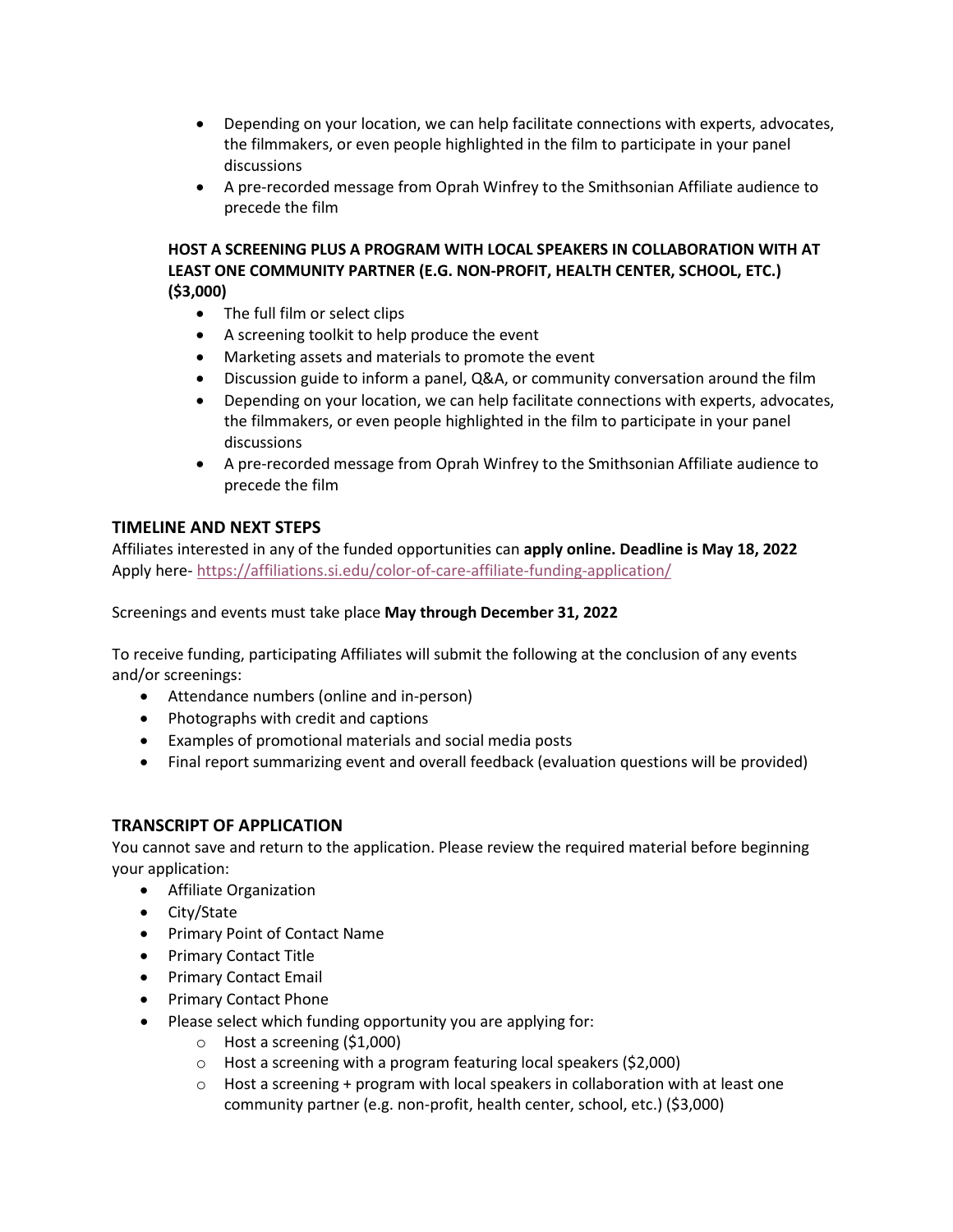- Depending on your location, we can help facilitate connections with experts, advocates, the filmmakers, or even people highlighted in the film to participate in your panel discussions
- A pre-recorded message from Oprah Winfrey to the Smithsonian Affiliate audience to precede the film

**HOST A SCREENING PLUS A PROGRAM WITH LOCAL SPEAKERS IN COLLABORATION WITH AT LEAST ONE COMMUNITY PARTNER (E.G. NON-PROFIT, HEALTH CENTER, SCHOOL, ETC.) ($3,000)**

- The full film or select clips
- A screening toolkit to help produce the event
- Marketing assets and materials to promote the event
- Discussion guide to inform a panel, Q&A, or community conversation around the film
- Depending on your location, we can help facilitate connections with experts, advocates, the filmmakers, or even people highlighted in the film to participate in your panel discussions
- A pre-recorded message from Oprah Winfrey to the Smithsonian Affiliate audience to precede the film

## TIMELINE AND NEXT STEPS

Affiliates interested in any of the funded opportunities can **apply online. Deadline is May 18, 2022**
Apply here- https://affiliations.si.edu/color-of-care-affiliate-funding-application/

Screenings and events must take place **May through December 31, 2022**

To receive funding, participating Affiliates will submit the following at the conclusion of any events and/or screenings:

- Attendance numbers (online and in-person)
- Photographs with credit and captions
- Examples of promotional materials and social media posts
- Final report summarizing event and overall feedback (evaluation questions will be provided)

## TRANSCRIPT OF APPLICATION

You cannot save and return to the application. Please review the required material before beginning your application:

- Affiliate Organization
- City/State
- Primary Point of Contact Name
- Primary Contact Title
- Primary Contact Email
- Primary Contact Phone
- Please select which funding opportunity you are applying for:
  - Host a screening ($1,000)
  - Host a screening with a program featuring local speakers ($2,000)
  - Host a screening + program with local speakers in collaboration with at least one community partner (e.g. non-profit, health center, school, etc.) ($3,000)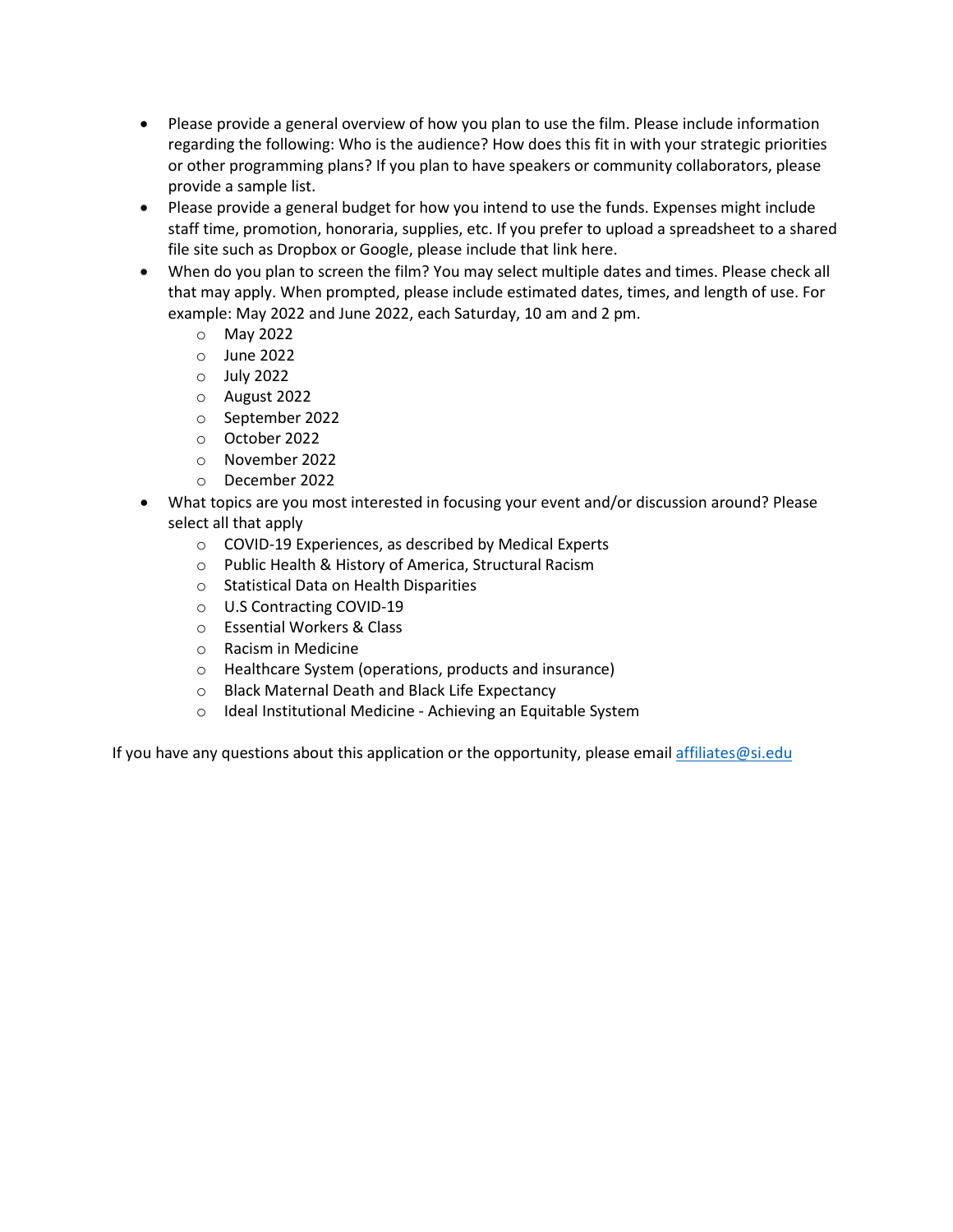- Please provide a general overview of how you plan to use the film. Please include information regarding the following: Who is the audience? How does this fit in with your strategic priorities or other programming plans? If you plan to have speakers or community collaborators, please provide a sample list.
- Please provide a general budget for how you intend to use the funds. Expenses might include staff time, promotion, honoraria, supplies, etc. If you prefer to upload a spreadsheet to a shared file site such as Dropbox or Google, please include that link here.
- When do you plan to screen the film? You may select multiple dates and times. Please check all that may apply. When prompted, please include estimated dates, times, and length of use. For example: May 2022 and June 2022, each Saturday, 10 am and 2 pm.
  - May 2022
  - June 2022
  - July 2022
  - August 2022
  - September 2022
  - October 2022
  - November 2022
  - December 2022
- What topics are you most interested in focusing your event and/or discussion around? Please select all that apply
  - COVID-19 Experiences, as described by Medical Experts
  - Public Health & History of America, Structural Racism
  - Statistical Data on Health Disparities
  - U.S Contracting COVID-19
  - Essential Workers & Class
  - Racism in Medicine
  - Healthcare System (operations, products and insurance)
  - Black Maternal Death and Black Life Expectancy
  - Ideal Institutional Medicine - Achieving an Equitable System

If you have any questions about this application or the opportunity, please email [affiliates@si.edu](mailto:affiliates@si.edu)